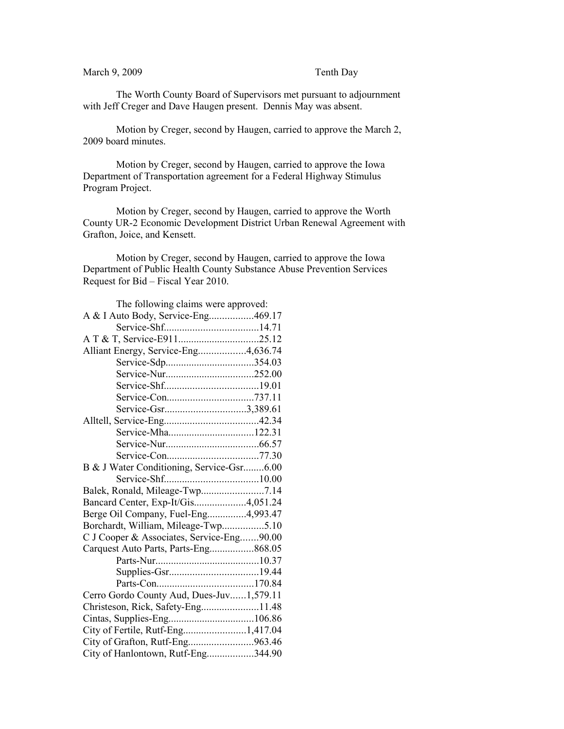March 9, 2009 Tenth Day

The Worth County Board of Supervisors met pursuant to adjournment with Jeff Creger and Dave Haugen present. Dennis May was absent.

Motion by Creger, second by Haugen, carried to approve the March 2, 2009 board minutes.

Motion by Creger, second by Haugen, carried to approve the Iowa Department of Transportation agreement for a Federal Highway Stimulus Program Project.

Motion by Creger, second by Haugen, carried to approve the Worth County UR-2 Economic Development District Urban Renewal Agreement with Grafton, Joice, and Kensett.

Motion by Creger, second by Haugen, carried to approve the Iowa Department of Public Health County Substance Abuse Prevention Services Request for Bid – Fiscal Year 2010.

The following claims were approved:

A & I Auto Body, Service-Eng.................469.17
Service-Shf....................................14.71
A T & T, Service-E911...............................25.12
Alliant Energy, Service-Eng..................4,636.74
Service-Sdp..................................354.03
Service-Nur..................................252.00
Service-Shf....................................19.01
Service-Con.................................737.11
Service-Gsr...............................3,389.61
Alltell, Service-Eng....................................42.34
Service-Mha.................................122.31
Service-Nur....................................66.57
Service-Con...................................77.30
B & J Water Conditioning, Service-Gsr........6.00
Service-Shf....................................10.00
Balek, Ronald, Mileage-Twp........................7.14
Bancard Center, Exp-It/Gis....................4,051.24
Berge Oil Company, Fuel-Eng...............4,993.47
Borchardt, William, Mileage-Twp................5.10
C J Cooper & Associates, Service-Eng.......90.00
Carquest Auto Parts, Parts-Eng.................868.05
Parts-Nur........................................10.37
Supplies-Gsr..................................19.44
Parts-Con.....................................170.84
Cerro Gordo County Aud, Dues-Juv......1,579.11
Christeson, Rick, Safety-Eng......................11.48
Cintas, Supplies-Eng.................................106.86
City of Fertile, Rutf-Eng........................1,417.04
City of Grafton, Rutf-Eng.........................963.46
City of Hanlontown, Rutf-Eng..................344.90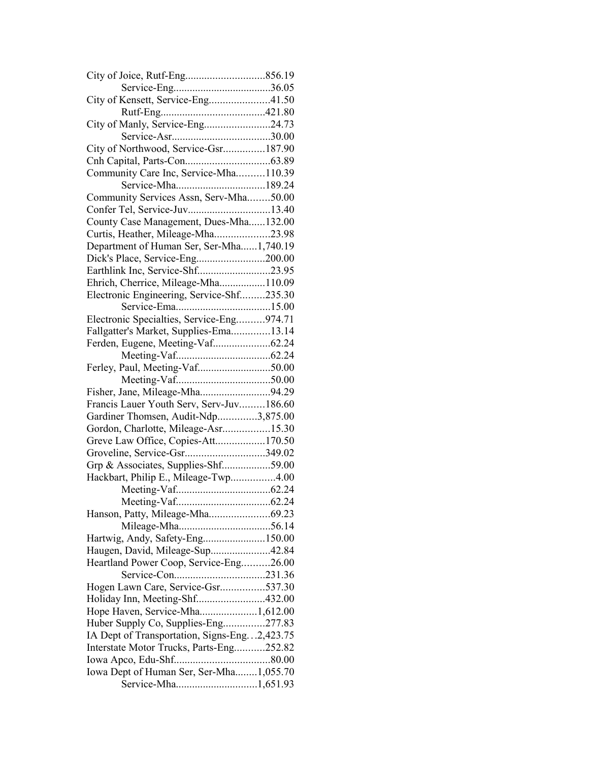City of Joice, Rutf-Eng.............................856.19
Service-Eng...................................36.05
City of Kensett, Service-Eng......................41.50
Rutf-Eng.....................................421.80
City of Manly, Service-Eng........................24.73
Service-Asr....................................30.00
City of Northwood, Service-Gsr...............187.90
Cnh Capital, Parts-Con...............................63.89
Community Care Inc, Service-Mha..........110.39
Service-Mha.................................189.24
Community Services Assn, Serv-Mha........50.00
Confer Tel, Service-Juv..............................13.40
County Case Management, Dues-Mha......132.00
Curtis, Heather, Mileage-Mha....................23.98
Department of Human Ser, Ser-Mha......1,740.19
Dick's Place, Service-Eng.........................200.00
Earthlink Inc, Service-Shf..........................23.95
Ehrich, Cherrice, Mileage-Mha.................110.09
Electronic Engineering, Service-Shf.........235.30
Service-Ema..................................15.00
Electronic Specialties, Service-Eng..........974.71
Fallgatter's Market, Supplies-Ema..............13.14
Ferden, Eugene, Meeting-Vaf.....................62.24
Meeting-Vaf..................................62.24
Ferley, Paul, Meeting-Vaf..........................50.00
Meeting-Vaf..................................50.00
Fisher, Jane, Mileage-Mha..........................94.29
Francis Lauer Youth Serv, Serv-Juv.........186.60
Gardiner Thomsen, Audit-Ndp..............3,875.00
Gordon, Charlotte, Mileage-Asr.................15.30
Greve Law Office, Copies-Att..................170.50
Groveline, Service-Gsr.............................349.02
Grp & Associates, Supplies-Shf..................59.00
Hackbart, Philip E., Mileage-Twp................4.00
Meeting-Vaf..................................62.24
Meeting-Vaf..................................62.24
Hanson, Patty, Mileage-Mha......................69.23
Mileage-Mha.................................56.14
Hartwig, Andy, Safety-Eng.......................150.00
Haugen, David, Mileage-Sup......................42.84
Heartland Power Coop, Service-Eng..........26.00
Service-Con.................................231.36
Hogen Lawn Care, Service-Gsr................537.30
Holiday Inn, Meeting-Shf.........................432.00
Hope Haven, Service-Mha.....................1,612.00
Huber Supply Co, Supplies-Eng...............277.83
IA Dept of Transportation, Signs-Eng…2,423.75
Interstate Motor Trucks, Parts-Eng...........252.82
Iowa Apco, Edu-Shf...................................80.00
Iowa Dept of Human Ser, Ser-Mha........1,055.70
Service-Mha.............................1,651.93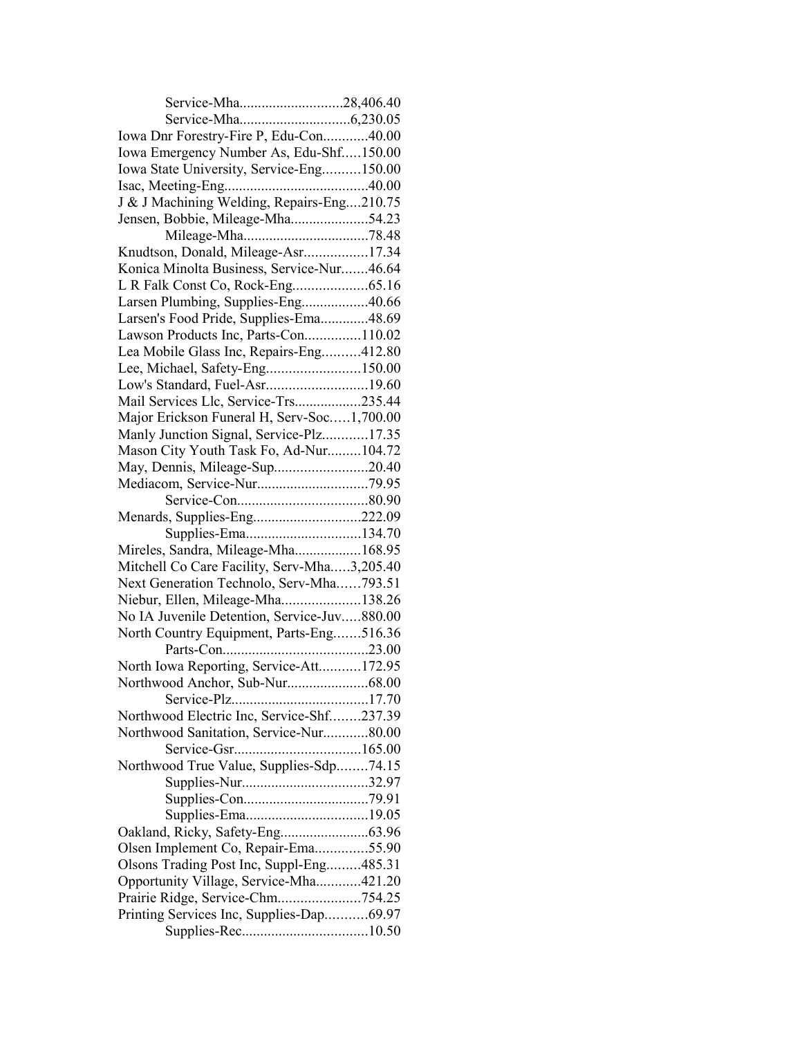Service-Mha............................28,406.40
Service-Mha..............................6,230.05
Iowa Dnr Forestry-Fire P, Edu-Con............40.00
Iowa Emergency Number As, Edu-Shf.....150.00
Iowa State University, Service-Eng..........150.00
Isac, Meeting-Eng.......................................40.00
J & J Machining Welding, Repairs-Eng....210.75
Jensen, Bobbie, Mileage-Mha.....................54.23
Mileage-Mha..................................78.48
Knudtson, Donald, Mileage-Asr.................17.34
Konica Minolta Business, Service-Nur.......46.64
L R Falk Const Co, Rock-Eng....................65.16
Larsen Plumbing, Supplies-Eng..................40.66
Larsen's Food Pride, Supplies-Ema.............48.69
Lawson Products Inc, Parts-Con...............110.02
Lea Mobile Glass Inc, Repairs-Eng..........412.80
Lee, Michael, Safety-Eng.........................150.00
Low's Standard, Fuel-Asr...........................19.60
Mail Services Llc, Service-Trs..................235.44
Major Erickson Funeral H, Serv-Soc.....1,700.00
Manly Junction Signal, Service-Plz............17.35
Mason City Youth Task Fo, Ad-Nur.........104.72
May, Dennis, Mileage-Sup.........................20.40
Mediacom, Service-Nur..............................79.95
Service-Con...................................80.90
Menards, Supplies-Eng............................222.09
Supplies-Ema...............................134.70
Mireles, Sandra, Mileage-Mha..................168.95
Mitchell Co Care Facility, Serv-Mha.....3,205.40
Next Generation Technolo, Serv-Mha......793.51
Niebur, Ellen, Mileage-Mha.....................138.26
No IA Juvenile Detention, Service-Juv.....880.00
North Country Equipment, Parts-Eng.......516.36
Parts-Con.......................................23.00
North Iowa Reporting, Service-Att...........172.95
Northwood Anchor, Sub-Nur......................68.00
Service-Plz.....................................17.70
Northwood Electric Inc, Service-Shf........237.39
Northwood Sanitation, Service-Nur............80.00
Service-Gsr..................................165.00
Northwood True Value, Supplies-Sdp........74.15
Supplies-Nur..................................32.97
Supplies-Con..................................79.91
Supplies-Ema.................................19.05
Oakland, Ricky, Safety-Eng........................63.96
Olsen Implement Co, Repair-Ema..............55.90
Olsons Trading Post Inc, Suppl-Eng.........485.31
Opportunity Village, Service-Mha............421.20
Prairie Ridge, Service-Chm......................754.25
Printing Services Inc, Supplies-Dap...........69.97
Supplies-Rec..................................10.50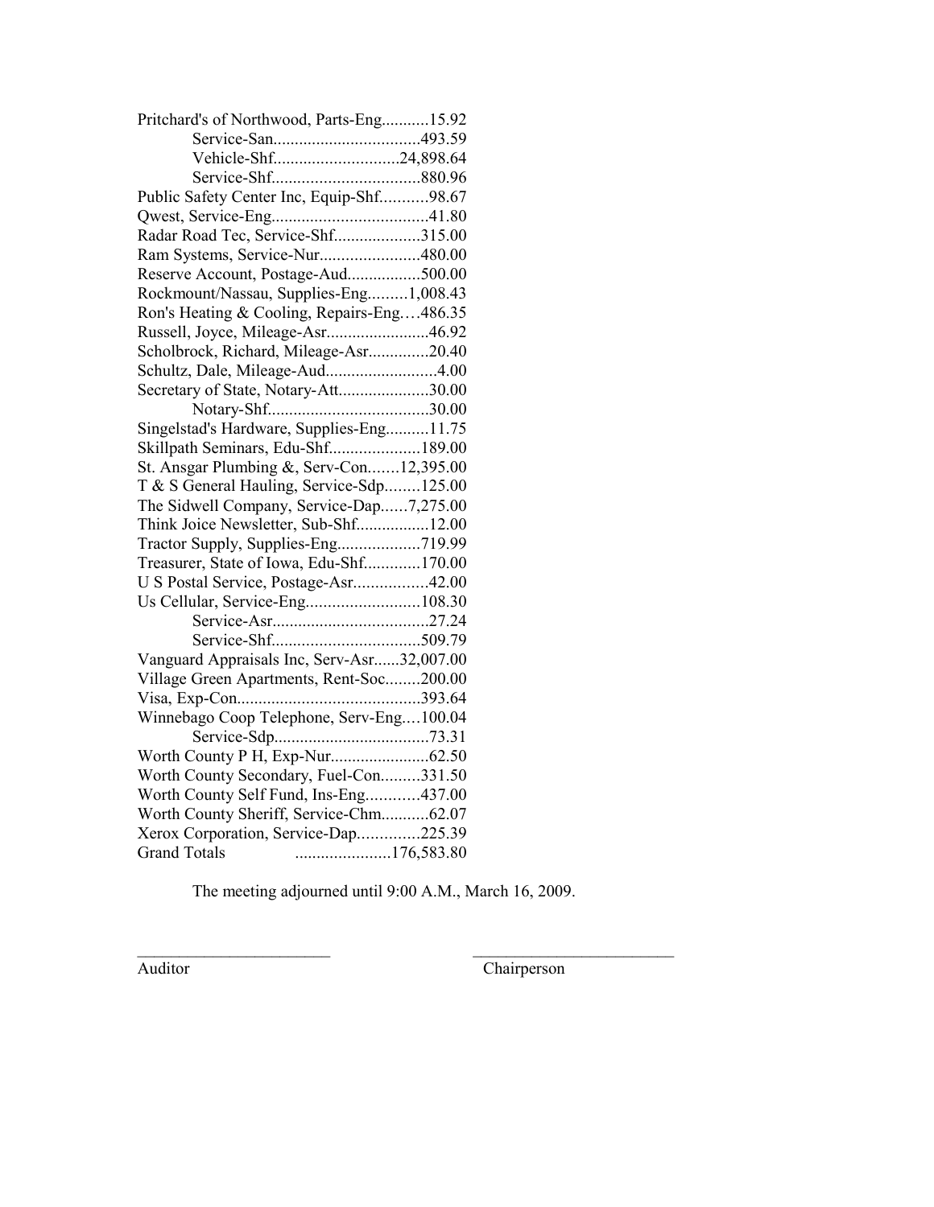Pritchard's of Northwood, Parts-Eng...........15.92
Service-San.................................493.59
Vehicle-Shf.............................24,898.64
Service-Shf..................................880.96
Public Safety Center Inc, Equip-Shf...........98.67
Qwest, Service-Eng....................................41.80
Radar Road Tec, Service-Shf....................315.00
Ram Systems, Service-Nur.......................480.00
Reserve Account, Postage-Aud.................500.00
Rockmount/Nassau, Supplies-Eng.........1,008.43
Ron's Heating & Cooling, Repairs-Eng….486.35
Russell, Joyce, Mileage-Asr.......................46.92
Scholbrock, Richard, Mileage-Asr..............20.40
Schultz, Dale, Mileage-Aud..........................4.00
Secretary of State, Notary-Att.....................30.00
Notary-Shf....................................30.00
Singelstad's Hardware, Supplies-Eng..........11.75
Skillpath Seminars, Edu-Shf.....................189.00
St. Ansgar Plumbing &, Serv-Con.......12,395.00
T & S General Hauling, Service-Sdp........125.00
The Sidwell Company, Service-Dap......7,275.00
Think Joice Newsletter, Sub-Shf................12.00
Tractor Supply, Supplies-Eng...................719.99
Treasurer, State of Iowa, Edu-Shf.............170.00
U S Postal Service, Postage-Asr.................42.00
Us Cellular, Service-Eng..........................108.30
Service-Asr....................................27.24
Service-Shf..................................509.79
Vanguard Appraisals Inc, Serv-Asr......32,007.00
Village Green Apartments, Rent-Soc........200.00
Visa, Exp-Con..........................................393.64
Winnebago Coop Telephone, Serv-Eng….100.04
Service-Sdp...................................73.31
Worth County P H, Exp-Nur......................62.50
Worth County Secondary, Fuel-Con.........331.50
Worth County Self Fund, Ins-Eng…………437.00
Worth County Sheriff, Service-Chm...........62.07
Xerox Corporation, Service-Dap..............225.39
Grand Totals ......................176,583.80

The meeting adjourned until 9:00 A.M., March 16, 2009.

______________________ ______________________
Auditor Chairperson